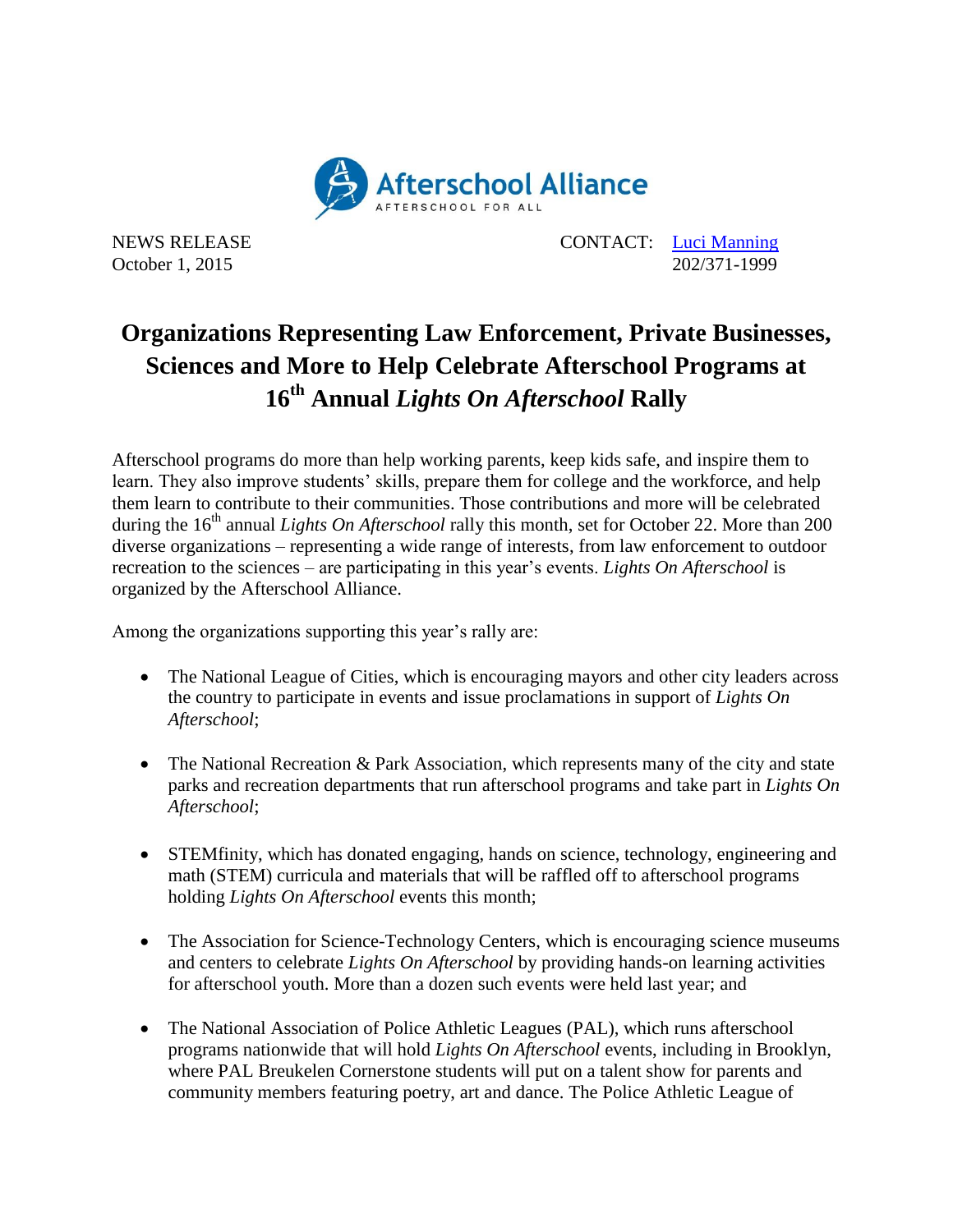Afterschool Alliance
AFTERSCHOOL FOR ALL

NEWS RELEASE
October 1, 2015

CONTACT: Luci Manning
202/371-1999

# Organizations Representing Law Enforcement, Private Businesses, Sciences and More to Help Celebrate Afterschool Programs at 16th Annual *Lights On Afterschool* Rally

Afterschool programs do more than help working parents, keep kids safe, and inspire them to learn. They also improve students' skills, prepare them for college and the workforce, and help them learn to contribute to their communities. Those contributions and more will be celebrated during the 16th annual *Lights On Afterschool* rally this month, set for October 22. More than 200 diverse organizations – representing a wide range of interests, from law enforcement to outdoor recreation to the sciences – are participating in this year's events. *Lights On Afterschool* is organized by the Afterschool Alliance.

Among the organizations supporting this year's rally are:

- The National League of Cities, which is encouraging mayors and other city leaders across the country to participate in events and issue proclamations in support of *Lights On Afterschool*;

- The National Recreation & Park Association, which represents many of the city and state parks and recreation departments that run afterschool programs and take part in *Lights On Afterschool*;

- STEMfinity, which has donated engaging, hands on science, technology, engineering and math (STEM) curricula and materials that will be raffled off to afterschool programs holding *Lights On Afterschool* events this month;

- The Association for Science-Technology Centers, which is encouraging science museums and centers to celebrate *Lights On Afterschool* by providing hands-on learning activities for afterschool youth. More than a dozen such events were held last year; and

- The National Association of Police Athletic Leagues (PAL), which runs afterschool programs nationwide that will hold *Lights On Afterschool* events, including in Brooklyn, where PAL Breukelen Cornerstone students will put on a talent show for parents and community members featuring poetry, art and dance. The Police Athletic League of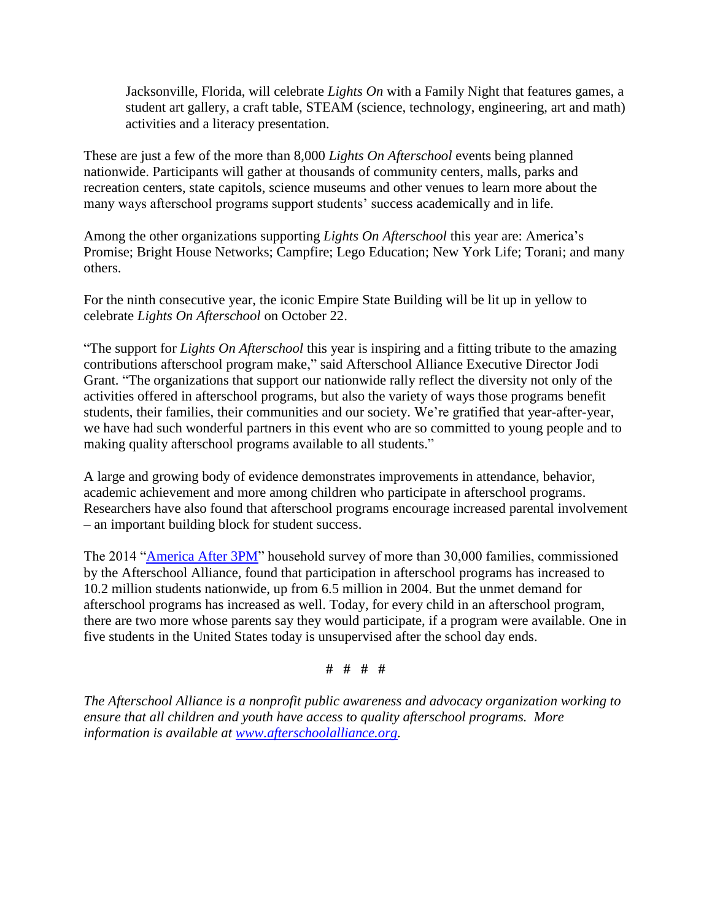> Jacksonville, Florida, will celebrate *Lights On* with a Family Night that features games, a student art gallery, a craft table, STEAM (science, technology, engineering, art and math) activities and a literacy presentation.

These are just a few of the more than 8,000 *Lights On Afterschool* events being planned nationwide. Participants will gather at thousands of community centers, malls, parks and recreation centers, state capitols, science museums and other venues to learn more about the many ways afterschool programs support students' success academically and in life.

Among the other organizations supporting *Lights On Afterschool* this year are: America's Promise; Bright House Networks; Campfire; Lego Education; New York Life; Torani; and many others.

For the ninth consecutive year, the iconic Empire State Building will be lit up in yellow to celebrate *Lights On Afterschool* on October 22.

"The support for *Lights On Afterschool* this year is inspiring and a fitting tribute to the amazing contributions afterschool program make," said Afterschool Alliance Executive Director Jodi Grant. "The organizations that support our nationwide rally reflect the diversity not only of the activities offered in afterschool programs, but also the variety of ways those programs benefit students, their families, their communities and our society. We're gratified that year-after-year, we have had such wonderful partners in this event who are so committed to young people and to making quality afterschool programs available to all students."

A large and growing body of evidence demonstrates improvements in attendance, behavior, academic achievement and more among children who participate in afterschool programs. Researchers have also found that afterschool programs encourage increased parental involvement – an important building block for student success.

The 2014 "America After 3PM" household survey of more than 30,000 families, commissioned by the Afterschool Alliance, found that participation in afterschool programs has increased to 10.2 million students nationwide, up from 6.5 million in 2004. But the unmet demand for afterschool programs has increased as well. Today, for every child in an afterschool program, there are two more whose parents say they would participate, if a program were available. One in five students in the United States today is unsupervised after the school day ends.

**# # # #**

*The Afterschool Alliance is a nonprofit public awareness and advocacy organization working to ensure that all children and youth have access to quality afterschool programs. More information is available at www.afterschoolalliance.org.*